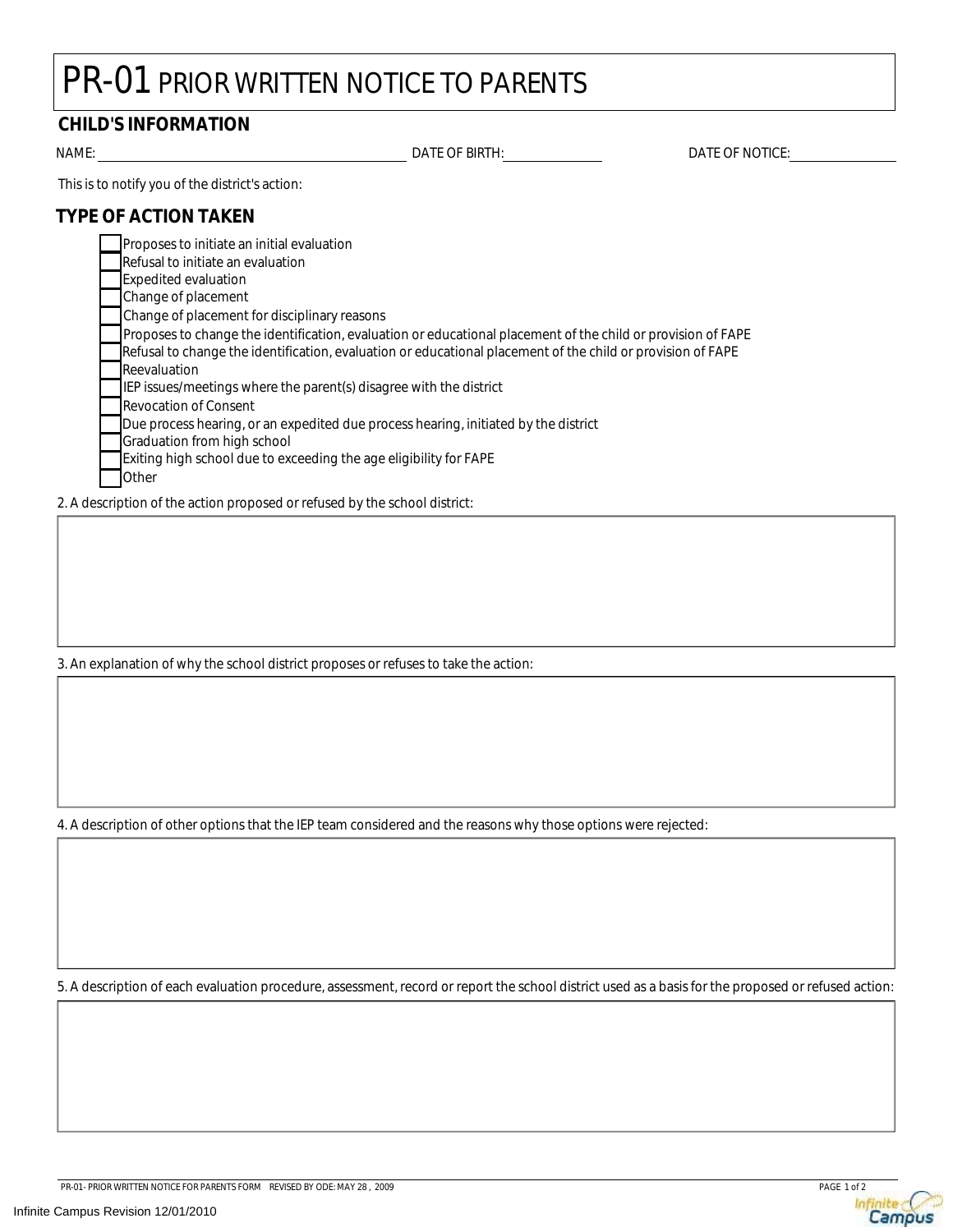# PR-01 PRIOR WRITTEN NOTICE TO PARENTS

## CHILD'S INFORMATION

NAME: ______________________ DATE OF BIRTH: __________ DATE OF NOTICE: __________

This is to notify you of the district's action:

## TYPE OF ACTION TAKEN

- [ ] Proposes to initiate an initial evaluation
- [ ] Refusal to initiate an evaluation
- [ ] Expedited evaluation
- [ ] Change of placement
- [ ] Change of placement for disciplinary reasons
- [ ] Proposes to change the identification, evaluation or educational placement of the child or provision of FAPE
- [ ] Refusal to change the identification, evaluation or educational placement of the child or provision of FAPE
- [ ] Reevaluation
- [ ] IEP issues/meetings where the parent(s) disagree with the district
- [ ] Revocation of Consent
- [ ] Due process hearing, or an expedited due process hearing, initiated by the district
- [ ] Graduation from high school
- [ ] Exiting high school due to exceeding the age eligibility for FAPE
- [ ] Other

2. A description of the action proposed or refused by the school district:

3. An explanation of why the school district proposes or refuses to take the action:

4. A description of other options that the IEP team considered and the reasons why those options were rejected:

5. A description of each evaluation procedure, assessment, record or report the school district used as a basis for the proposed or refused action:

PR-01- PRIOR WRITTEN NOTICE FOR PARENTS FORM REVISED BY ODE: MAY 28 , 2009

Infinite Campus Revision 12/01/2010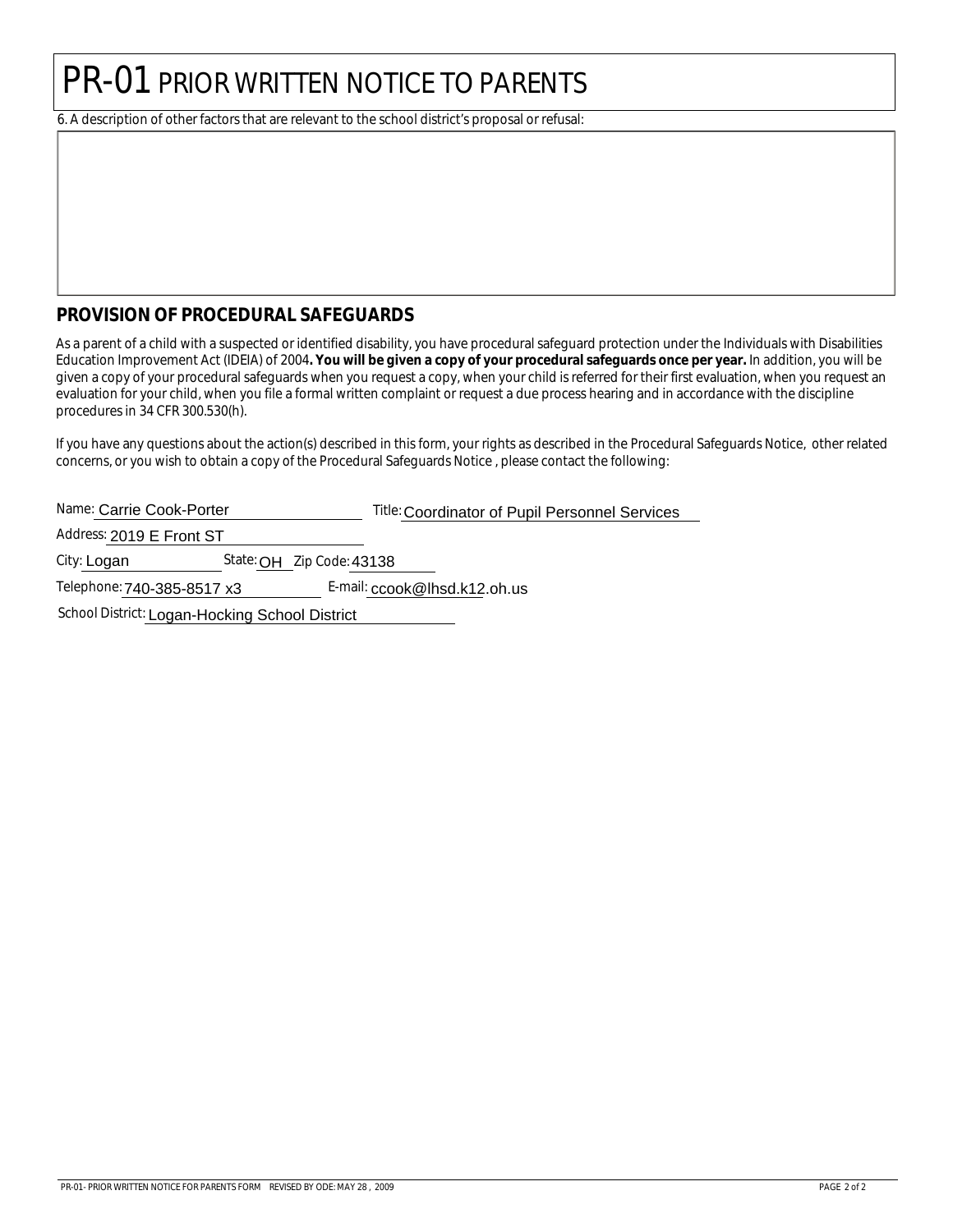# PR-01 PRIOR WRITTEN NOTICE TO PARENTS

6. A description of other factors that are relevant to the school district's proposal or refusal:

## PROVISION OF PROCEDURAL SAFEGUARDS

As a parent of a child with a suspected or identified disability, you have procedural safeguard protection under the Individuals with Disabilities Education Improvement Act (IDEIA) of 2004**. You will be given a copy of your procedural safeguards once per year.** In addition, you will be given a copy of your procedural safeguards when you request a copy, when your child is referred for their first evaluation, when you request an evaluation for your child, when you file a formal written complaint or request a due process hearing and in accordance with the discipline procedures in 34 CFR 300.530(h).

If you have any questions about the action(s) described in this form, your rights as described in the Procedural Safeguards Notice, other related concerns, or you wish to obtain a copy of the Procedural Safeguards Notice , please contact the following:

Name: Carrie Cook-Porter Title: Coordinator of Pupil Personnel Services

Address: 2019 E Front ST

City: Logan State: OH Zip Code: 43138

Telephone: 740-385-8517 x3 E-mail: ccook@lhsd.k12.oh.us

School District: Logan-Hocking School District

PR-01- PRIOR WRITTEN NOTICE FOR PARENTS FORM REVISED BY ODE: MAY 28 , 2009